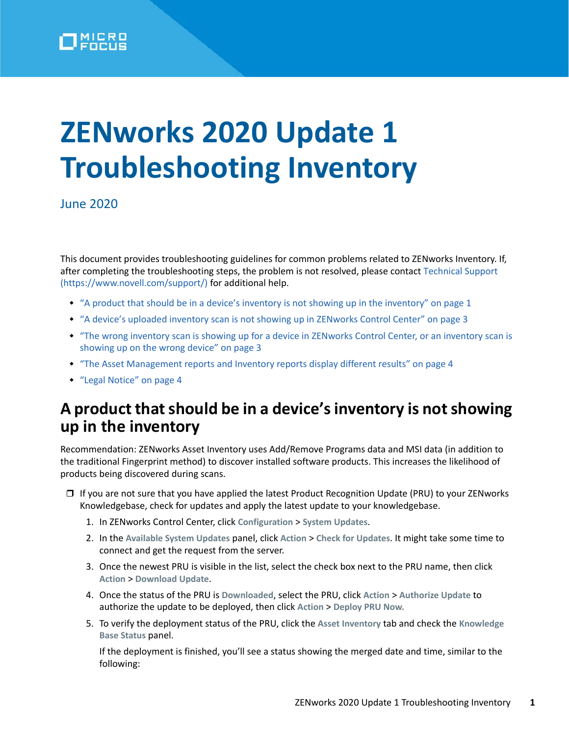# ZENworks 2020 Update 1 Troubleshooting Inventory

June 2020

This document provides troubleshooting guidelines for common problems related to ZENworks Inventory. If, after completing the troubleshooting steps, the problem is not resolved, please contact Technical Support (https://www.novell.com/support/) for additional help.

- "A product that should be in a device's inventory is not showing up in the inventory" on page 1
- "A device's uploaded inventory scan is not showing up in ZENworks Control Center" on page 3
- "The wrong inventory scan is showing up for a device in ZENworks Control Center, or an inventory scan is showing up on the wrong device" on page 3
- "The Asset Management reports and Inventory reports display different results" on page 4
- "Legal Notice" on page 4

## A product that should be in a device's inventory is not showing up in the inventory

Recommendation: ZENworks Asset Inventory uses Add/Remove Programs data and MSI data (in addition to the traditional Fingerprint method) to discover installed software products. This increases the likelihood of products being discovered during scans.

- ❒ If you are not sure that you have applied the latest Product Recognition Update (PRU) to your ZENworks Knowledgebase, check for updates and apply the latest update to your knowledgebase.
  1. In ZENworks Control Center, click **Configuration** > **System Updates**.
  2. In the **Available System Updates** panel, click **Action** > **Check for Updates**. It might take some time to connect and get the request from the server.
  3. Once the newest PRU is visible in the list, select the check box next to the PRU name, then click **Action** > **Download Update**.
  4. Once the status of the PRU is **Downloaded**, select the PRU, click **Action** > **Authorize Update** to authorize the update to be deployed, then click **Action** > **Deploy PRU Now.**
  5. To verify the deployment status of the PRU, click the **Asset Inventory** tab and check the **Knowledge Base Status** panel.

     If the deployment is finished, you'll see a status showing the merged date and time, similar to the following: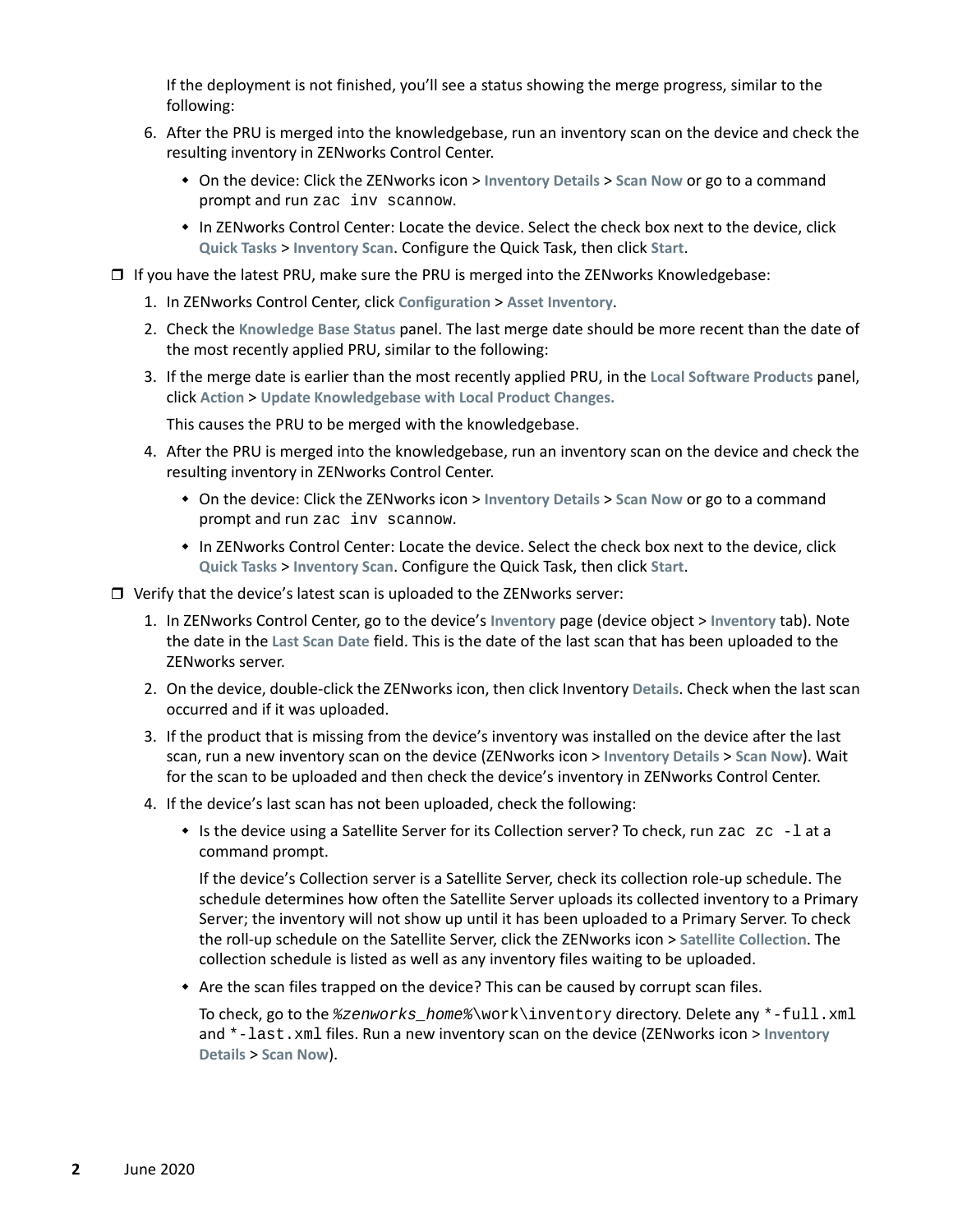If the deployment is not finished, you'll see a status showing the merge progress, similar to the following:

6. After the PRU is merged into the knowledgebase, run an inventory scan on the device and check the resulting inventory in ZENworks Control Center.
   - On the device: Click the ZENworks icon > **Inventory Details** > **Scan Now** or go to a command prompt and run `zac inv scannow`.
   - In ZENworks Control Center: Locate the device. Select the check box next to the device, click **Quick Tasks** > **Inventory Scan**. Configure the Quick Task, then click **Start**.

- [ ] If you have the latest PRU, make sure the PRU is merged into the ZENworks Knowledgebase:
   1. In ZENworks Control Center, click **Configuration** > **Asset Inventory**.
   2. Check the **Knowledge Base Status** panel. The last merge date should be more recent than the date of the most recently applied PRU, similar to the following:
   3. If the merge date is earlier than the most recently applied PRU, in the **Local Software Products** panel, click **Action** > **Update Knowledgebase with Local Product Changes.**

      This causes the PRU to be merged with the knowledgebase.
   4. After the PRU is merged into the knowledgebase, run an inventory scan on the device and check the resulting inventory in ZENworks Control Center.
      - On the device: Click the ZENworks icon > **Inventory Details** > **Scan Now** or go to a command prompt and run `zac inv scannow`.
      - In ZENworks Control Center: Locate the device. Select the check box next to the device, click **Quick Tasks** > **Inventory Scan**. Configure the Quick Task, then click **Start**.

- [ ] Verify that the device's latest scan is uploaded to the ZENworks server:
   1. In ZENworks Control Center, go to the device's **Inventory** page (device object > **Inventory** tab). Note the date in the **Last Scan Date** field. This is the date of the last scan that has been uploaded to the ZENworks server.
   2. On the device, double-click the ZENworks icon, then click Inventory **Details**. Check when the last scan occurred and if it was uploaded.
   3. If the product that is missing from the device's inventory was installed on the device after the last scan, run a new inventory scan on the device (ZENworks icon > **Inventory Details** > **Scan Now**). Wait for the scan to be uploaded and then check the device's inventory in ZENworks Control Center.
   4. If the device's last scan has not been uploaded, check the following:
      - Is the device using a Satellite Server for its Collection server? To check, run `zac zc -l` at a command prompt.

        If the device's Collection server is a Satellite Server, check its collection role-up schedule. The schedule determines how often the Satellite Server uploads its collected inventory to a Primary Server; the inventory will not show up until it has been uploaded to a Primary Server. To check the roll-up schedule on the Satellite Server, click the ZENworks icon > **Satellite Collection**. The collection schedule is listed as well as any inventory files waiting to be uploaded.
      - Are the scan files trapped on the device? This can be caused by corrupt scan files.

        To check, go to the *%zenworks_home%*`\work\inventory` directory. Delete any `*-full.xml` and `*-last.xml` files. Run a new inventory scan on the device (ZENworks icon > **Inventory Details** > **Scan Now**).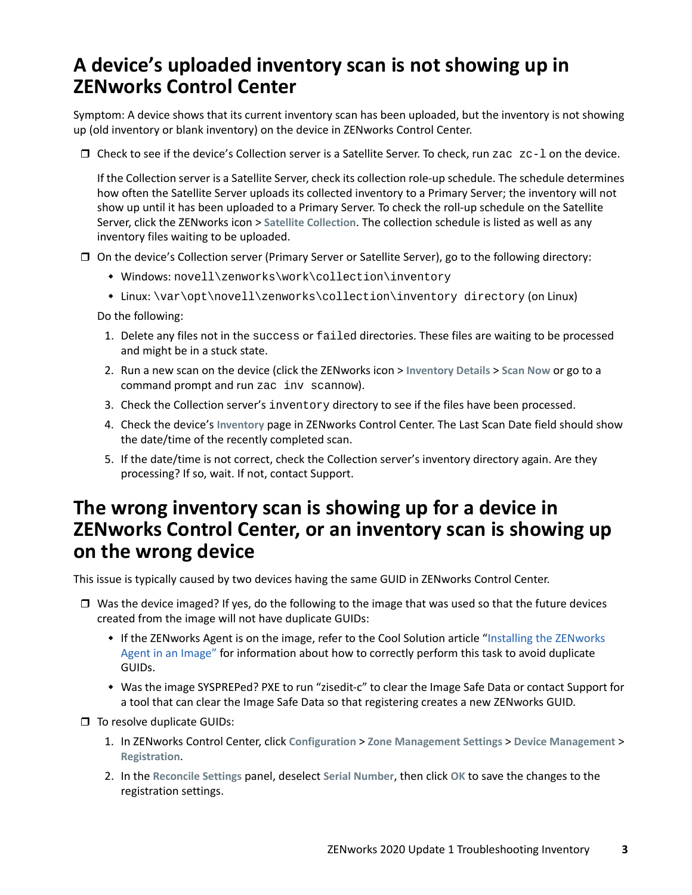## A device's uploaded inventory scan is not showing up in ZENworks Control Center

Symptom: A device shows that its current inventory scan has been uploaded, but the inventory is not showing up (old inventory or blank inventory) on the device in ZENworks Control Center.

- ❐ Check to see if the device's Collection server is a Satellite Server. To check, run `zac zc-l` on the device.

  If the Collection server is a Satellite Server, check its collection role-up schedule. The schedule determines how often the Satellite Server uploads its collected inventory to a Primary Server; the inventory will not show up until it has been uploaded to a Primary Server. To check the roll-up schedule on the Satellite Server, click the ZENworks icon > **Satellite Collection**. The collection schedule is listed as well as any inventory files waiting to be uploaded.

- ❐ On the device's Collection server (Primary Server or Satellite Server), go to the following directory:
  - Windows: `novell\zenworks\work\collection\inventory`
  - Linux: `\var\opt\novell\zenworks\collection\inventory directory` (on Linux)

  Do the following:

  1. Delete any files not in the `success` or `failed` directories. These files are waiting to be processed and might be in a stuck state.
  2. Run a new scan on the device (click the ZENworks icon > **Inventory Details** > **Scan Now** or go to a command prompt and run `zac inv scannow`).
  3. Check the Collection server's `inventory` directory to see if the files have been processed.
  4. Check the device's **Inventory** page in ZENworks Control Center. The Last Scan Date field should show the date/time of the recently completed scan.
  5. If the date/time is not correct, check the Collection server's inventory directory again. Are they processing? If so, wait. If not, contact Support.

## The wrong inventory scan is showing up for a device in ZENworks Control Center, or an inventory scan is showing up on the wrong device

This issue is typically caused by two devices having the same GUID in ZENworks Control Center.

- ❐ Was the device imaged? If yes, do the following to the image that was used so that the future devices created from the image will not have duplicate GUIDs:
  - If the ZENworks Agent is on the image, refer to the Cool Solution article "Installing the ZENworks Agent in an Image" for information about how to correctly perform this task to avoid duplicate GUIDs.
  - Was the image SYSPREPed? PXE to run "zisedit-c" to clear the Image Safe Data or contact Support for a tool that can clear the Image Safe Data so that registering creates a new ZENworks GUID.

- ❐ To resolve duplicate GUIDs:

  1. In ZENworks Control Center, click **Configuration** > **Zone Management Settings** > **Device Management** > **Registration**.
  2. In the **Reconcile Settings** panel, deselect **Serial Number**, then click **OK** to save the changes to the registration settings.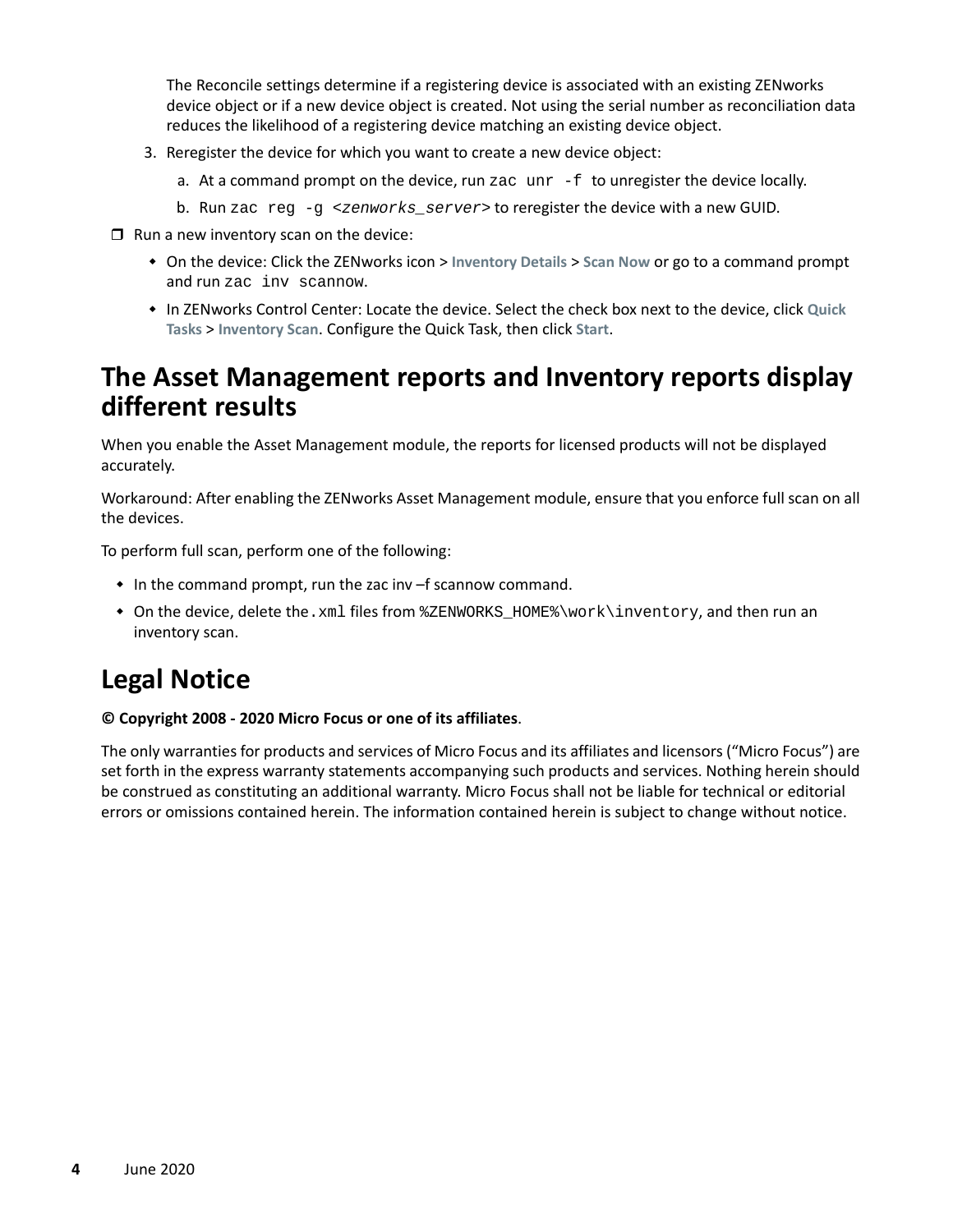The Reconcile settings determine if a registering device is associated with an existing ZENworks device object or if a new device object is created. Not using the serial number as reconciliation data reduces the likelihood of a registering device matching an existing device object.

3. Reregister the device for which you want to create a new device object:
   a. At a command prompt on the device, run `zac unr -f` to unregister the device locally.
   b. Run `zac reg -g <zenworks_server>` to reregister the device with a new GUID.

- [ ] Run a new inventory scan on the device:
  - On the device: Click the ZENworks icon > **Inventory Details** > **Scan Now** or go to a command prompt and run `zac inv scannow`.
  - In ZENworks Control Center: Locate the device. Select the check box next to the device, click **Quick Tasks** > **Inventory Scan**. Configure the Quick Task, then click **Start**.

## The Asset Management reports and Inventory reports display different results

When you enable the Asset Management module, the reports for licensed products will not be displayed accurately.

Workaround: After enabling the ZENworks Asset Management module, ensure that you enforce full scan on all the devices.

To perform full scan, perform one of the following:

- In the command prompt, run the zac inv –f scannow command.
- On the device, delete the `.xml` files from `%ZENWORKS_HOME%\work\inventory`, and then run an inventory scan.

## Legal Notice

**© Copyright 2008 - 2020 Micro Focus or one of its affiliates**.

The only warranties for products and services of Micro Focus and its affiliates and licensors (“Micro Focus”) are set forth in the express warranty statements accompanying such products and services. Nothing herein should be construed as constituting an additional warranty. Micro Focus shall not be liable for technical or editorial errors or omissions contained herein. The information contained herein is subject to change without notice.